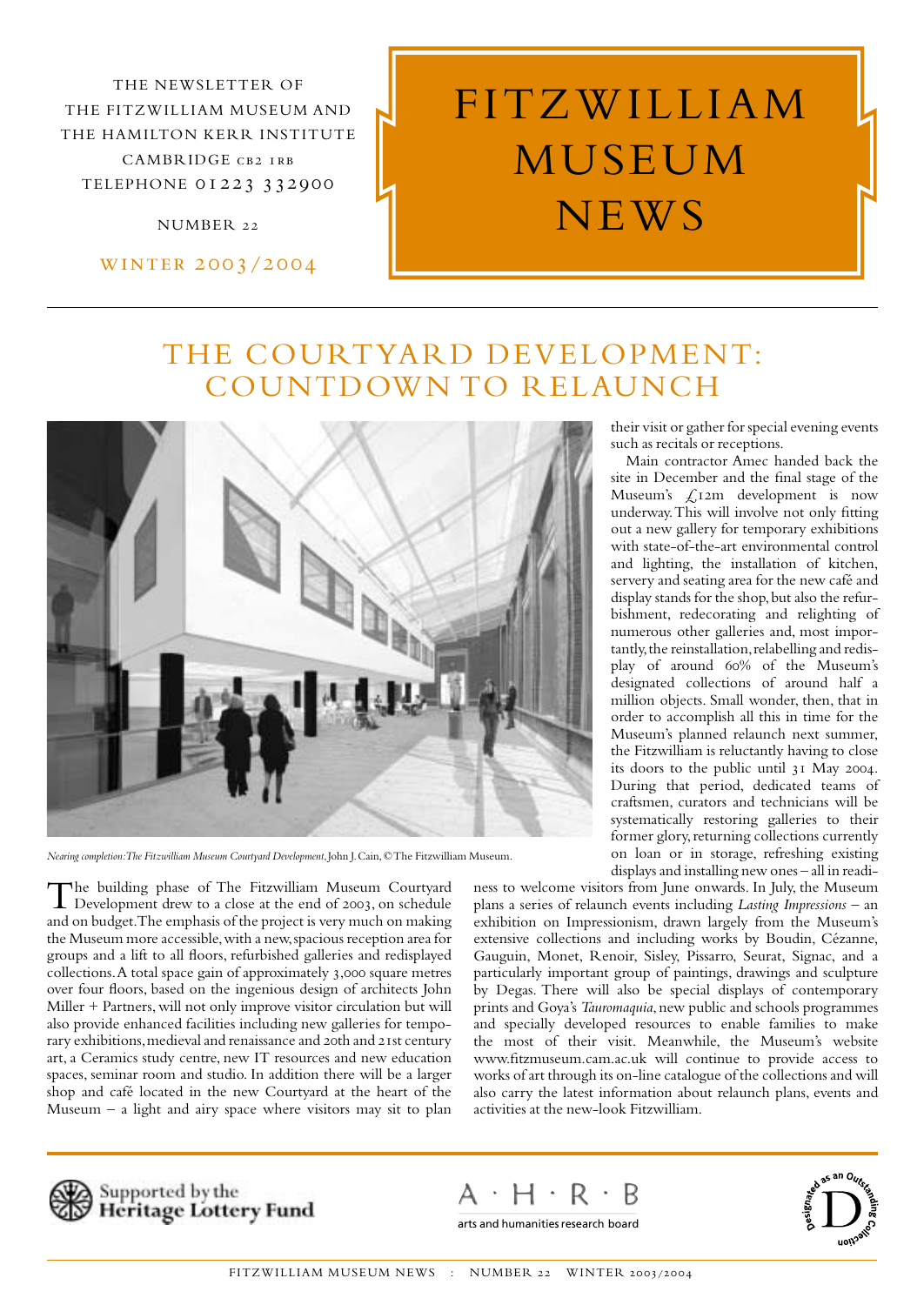THE NEWSLETTER OF
THE FITZWILLIAM MUSEUM AND
THE HAMILTON KERR INSTITUTE
CAMBRIDGE CB2 1RB
TELEPHONE 01223 332900

NUMBER 22

WINTER 2003/2004

# FITZWILLIAM MUSEUM NEWS

## THE COURTYARD DEVELOPMENT: COUNTDOWN TO RELAUNCH

*Nearing completion: The Fitzwilliam Museum Courtyard Development*, John J. Cain, ©The Fitzwilliam Museum.

The building phase of The Fitzwilliam Museum Courtyard Development drew to a close at the end of 2003, on schedule and on budget. The emphasis of the project is very much on making the Museum more accessible, with a new, spacious reception area for groups and a lift to all floors, refurbished galleries and redisplayed collections. A total space gain of approximately 3,000 square metres over four floors, based on the ingenious design of architects John Miller + Partners, will not only improve visitor circulation but will also provide enhanced facilities including new galleries for temporary exhibitions, medieval and renaissance and 20th and 21st century art, a Ceramics study centre, new IT resources and new education spaces, seminar room and studio. In addition there will be a larger shop and café located in the new Courtyard at the heart of the Museum – a light and airy space where visitors may sit to plan their visit or gather for special evening events such as recitals or receptions.

Main contractor Amec handed back the site in December and the final stage of the Museum's £12m development is now underway. This will involve not only fitting out a new gallery for temporary exhibitions with state-of-the-art environmental control and lighting, the installation of kitchen, servery and seating area for the new café and display stands for the shop, but also the refurbishment, redecorating and relighting of numerous other galleries and, most importantly, the reinstallation, relabelling and redisplay of around 60% of the Museum's designated collections of around half a million objects. Small wonder, then, that in order to accomplish all this in time for the Museum's planned relaunch next summer, the Fitzwilliam is reluctantly having to close its doors to the public until 31 May 2004. During that period, dedicated teams of craftsmen, curators and technicians will be systematically restoring galleries to their former glory, returning collections currently on loan or in storage, refreshing existing displays and installing new ones – all in readiness to welcome visitors from June onwards. In July, the Museum plans a series of relaunch events including *Lasting Impressions* – an exhibition on Impressionism, drawn largely from the Museum's extensive collections and including works by Boudin, Cézanne, Gauguin, Monet, Renoir, Sisley, Pissarro, Seurat, Signac, and a particularly important group of paintings, drawings and sculpture by Degas. There will also be special displays of contemporary prints and Goya's *Tauromaquia*, new public and schools programmes and specially developed resources to enable families to make the most of their visit. Meanwhile, the Museum's website www.fitzmuseum.cam.ac.uk will continue to provide access to works of art through its on-line catalogue of the collections and will also carry the latest information about relaunch plans, events and activities at the new-look Fitzwilliam.

Supported by the Heritage Lottery Fund

A · H · R · B
arts and humanities research board

Designated as an Outstanding Collection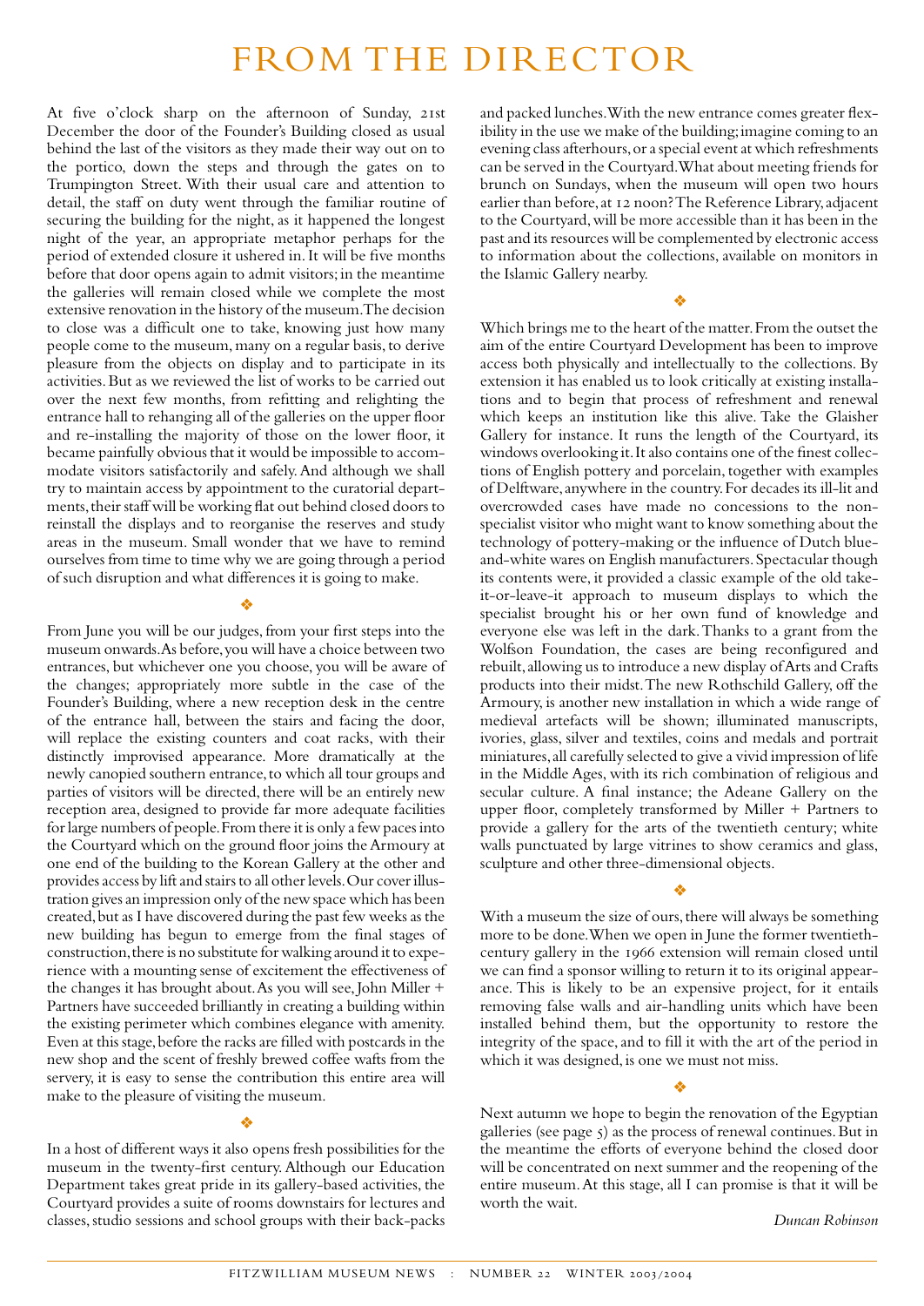# FROM THE DIRECTOR

At five o'clock sharp on the afternoon of Sunday, 21st December the door of the Founder's Building closed as usual behind the last of the visitors as they made their way out on to the portico, down the steps and through the gates on to Trumpington Street. With their usual care and attention to detail, the staff on duty went through the familiar routine of securing the building for the night, as it happened the longest night of the year, an appropriate metaphor perhaps for the period of extended closure it ushered in. It will be five months before that door opens again to admit visitors; in the meantime the galleries will remain closed while we complete the most extensive renovation in the history of the museum. The decision to close was a difficult one to take, knowing just how many people come to the museum, many on a regular basis, to derive pleasure from the objects on display and to participate in its activities. But as we reviewed the list of works to be carried out over the next few months, from refitting and relighting the entrance hall to rehanging all of the galleries on the upper floor and re-installing the majority of those on the lower floor, it became painfully obvious that it would be impossible to accommodate visitors satisfactorily and safely. And although we shall try to maintain access by appointment to the curatorial departments, their staff will be working flat out behind closed doors to reinstall the displays and to reorganise the reserves and study areas in the museum. Small wonder that we have to remind ourselves from time to time why we are going through a period of such disruption and what differences it is going to make.

❖

From June you will be our judges, from your first steps into the museum onwards. As before, you will have a choice between two entrances, but whichever one you choose, you will be aware of the changes; appropriately more subtle in the case of the Founder's Building, where a new reception desk in the centre of the entrance hall, between the stairs and facing the door, will replace the existing counters and coat racks, with their distinctly improvised appearance. More dramatically at the newly canopied southern entrance, to which all tour groups and parties of visitors will be directed, there will be an entirely new reception area, designed to provide far more adequate facilities for large numbers of people. From there it is only a few paces into the Courtyard which on the ground floor joins the Armoury at one end of the building to the Korean Gallery at the other and provides access by lift and stairs to all other levels. Our cover illustration gives an impression only of the new space which has been created, but as I have discovered during the past few weeks as the new building has begun to emerge from the final stages of construction, there is no substitute for walking around it to experience with a mounting sense of excitement the effectiveness of the changes it has brought about. As you will see, John Miller + Partners have succeeded brilliantly in creating a building within the existing perimeter which combines elegance with amenity. Even at this stage, before the racks are filled with postcards in the new shop and the scent of freshly brewed coffee wafts from the servery, it is easy to sense the contribution this entire area will make to the pleasure of visiting the museum.

❖

In a host of different ways it also opens fresh possibilities for the museum in the twenty-first century. Although our Education Department takes great pride in its gallery-based activities, the Courtyard provides a suite of rooms downstairs for lectures and classes, studio sessions and school groups with their back-packs and packed lunches. With the new entrance comes greater flexibility in the use we make of the building; imagine coming to an evening class afterhours, or a special event at which refreshments can be served in the Courtyard. What about meeting friends for brunch on Sundays, when the museum will open two hours earlier than before, at 12 noon? The Reference Library, adjacent to the Courtyard, will be more accessible than it has been in the past and its resources will be complemented by electronic access to information about the collections, available on monitors in the Islamic Gallery nearby.

❖

Which brings me to the heart of the matter. From the outset the aim of the entire Courtyard Development has been to improve access both physically and intellectually to the collections. By extension it has enabled us to look critically at existing installations and to begin that process of refreshment and renewal which keeps an institution like this alive. Take the Glaisher Gallery for instance. It runs the length of the Courtyard, its windows overlooking it. It also contains one of the finest collections of English pottery and porcelain, together with examples of Delftware, anywhere in the country. For decades its ill-lit and overcrowded cases have made no concessions to the non-specialist visitor who might want to know something about the technology of pottery-making or the influence of Dutch blue-and-white wares on English manufacturers. Spectacular though its contents were, it provided a classic example of the old take-it-or-leave-it approach to museum displays to which the specialist brought his or her own fund of knowledge and everyone else was left in the dark. Thanks to a grant from the Wolfson Foundation, the cases are being reconfigured and rebuilt, allowing us to introduce a new display of Arts and Crafts products into their midst. The new Rothschild Gallery, off the Armoury, is another new installation in which a wide range of medieval artefacts will be shown; illuminated manuscripts, ivories, glass, silver and textiles, coins and medals and portrait miniatures, all carefully selected to give a vivid impression of life in the Middle Ages, with its rich combination of religious and secular culture. A final instance; the Adeane Gallery on the upper floor, completely transformed by Miller + Partners to provide a gallery for the arts of the twentieth century; white walls punctuated by large vitrines to show ceramics and glass, sculpture and other three-dimensional objects.

❖

With a museum the size of ours, there will always be something more to be done. When we open in June the former twentieth-century gallery in the 1966 extension will remain closed until we can find a sponsor willing to return it to its original appearance. This is likely to be an expensive project, for it entails removing false walls and air-handling units which have been installed behind them, but the opportunity to restore the integrity of the space, and to fill it with the art of the period in which it was designed, is one we must not miss.

❖

Next autumn we hope to begin the renovation of the Egyptian galleries (see page 5) as the process of renewal continues. But in the meantime the efforts of everyone behind the closed door will be concentrated on next summer and the reopening of the entire museum. At this stage, all I can promise is that it will be worth the wait.

*Duncan Robinson*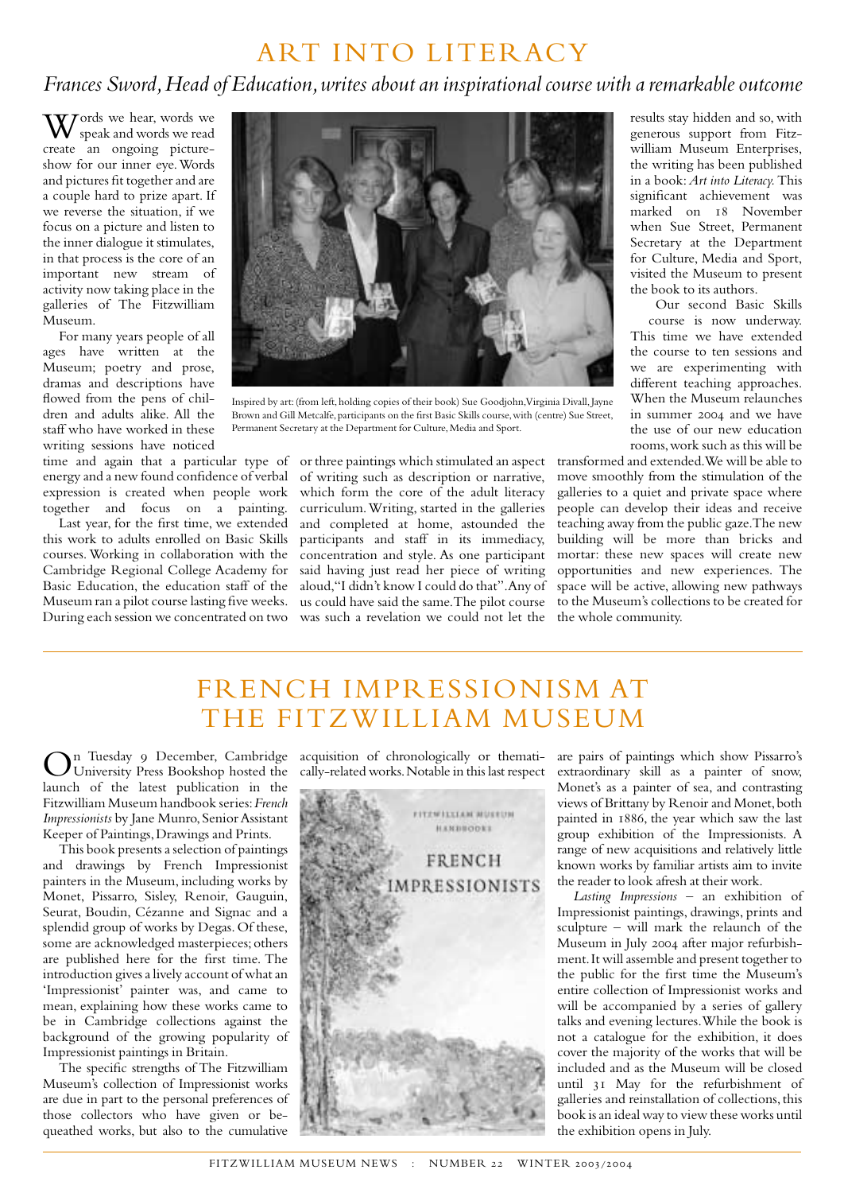# ART INTO LITERACY

*Frances Sword, Head of Education, writes about an inspirational course with a remarkable outcome*

Words we hear, words we speak and words we read create an ongoing picture-show for our inner eye. Words and pictures fit together and are a couple hard to prize apart. If we reverse the situation, if we focus on a picture and listen to the inner dialogue it stimulates, in that process is the core of an important new stream of activity now taking place in the galleries of The Fitzwilliam Museum.

For many years people of all ages have written at the Museum; poetry and prose, dramas and descriptions have flowed from the pens of children and adults alike. All the staff who have worked in these writing sessions have noticed time and again that a particular type of energy and a new found confidence of verbal expression is created when people work together and focus on a painting.

Last year, for the first time, we extended this work to adults enrolled on Basic Skills courses. Working in collaboration with the Cambridge Regional College Academy for Basic Education, the education staff of the Museum ran a pilot course lasting five weeks. During each session we concentrated on two or three paintings which stimulated an aspect of writing such as description or narrative, which form the core of the adult literacy curriculum. Writing, started in the galleries and completed at home, astounded the participants and staff in its immediacy, concentration and style. As one participant said having just read her piece of writing aloud, "I didn't know I could do that". Any of us could have said the same. The pilot course was such a revelation we could not let the results stay hidden and so, with generous support from Fitzwilliam Museum Enterprises, the writing has been published in a book: *Art into Literacy.* This significant achievement was marked on 18 November when Sue Street, Permanent Secretary at the Department for Culture, Media and Sport, visited the Museum to present the book to its authors.

Inspired by art: (from left, holding copies of their book) Sue Goodjohn, Virginia Divall, Jayne Brown and Gill Metcalfe, participants on the first Basic Skills course, with (centre) Sue Street, Permanent Secretary at the Department for Culture, Media and Sport.

Our second Basic Skills course is now underway. This time we have extended the course to ten sessions and we are experimenting with different teaching approaches. When the Museum relaunches in summer 2004 and we have the use of our new education rooms, work such as this will be transformed and extended. We will be able to move smoothly from the stimulation of the galleries to a quiet and private space where people can develop their ideas and receive teaching away from the public gaze. The new building will be more than bricks and mortar: these new spaces will create new opportunities and new experiences. The space will be active, allowing new pathways to the Museum's collections to be created for the whole community.

# FRENCH IMPRESSIONISM AT THE FITZWILLIAM MUSEUM

On Tuesday 9 December, Cambridge University Press Bookshop hosted the launch of the latest publication in the Fitzwilliam Museum handbook series: *French Impressionists* by Jane Munro, Senior Assistant Keeper of Paintings, Drawings and Prints.

This book presents a selection of paintings and drawings by French Impressionist painters in the Museum, including works by Monet, Pissarro, Sisley, Renoir, Gauguin, Seurat, Boudin, Cézanne and Signac and a splendid group of works by Degas. Of these, some are acknowledged masterpieces; others are published here for the first time. The introduction gives a lively account of what an 'Impressionist' painter was, and came to mean, explaining how these works came to be in Cambridge collections against the background of the growing popularity of Impressionist paintings in Britain.

The specific strengths of The Fitzwilliam Museum's collection of Impressionist works are due in part to the personal preferences of those collectors who have given or bequeathed works, but also to the cumulative acquisition of chronologically or thematically-related works. Notable in this last respect are pairs of paintings which show Pissarro's extraordinary skill as a painter of snow, Monet's as a painter of sea, and contrasting views of Brittany by Renoir and Monet, both painted in 1886, the year which saw the last group exhibition of the Impressionists. A range of new acquisitions and relatively little known works by familiar artists aim to invite the reader to look afresh at their work.

*Lasting Impressions* – an exhibition of Impressionist paintings, drawings, prints and sculpture – will mark the relaunch of the Museum in July 2004 after major refurbishment. It will assemble and present together to the public for the first time the Museum's entire collection of Impressionist works and will be accompanied by a series of gallery talks and evening lectures. While the book is not a catalogue for the exhibition, it does cover the majority of the works that will be included and as the Museum will be closed until 31 May for the refurbishment of galleries and reinstallation of collections, this book is an ideal way to view these works until the exhibition opens in July.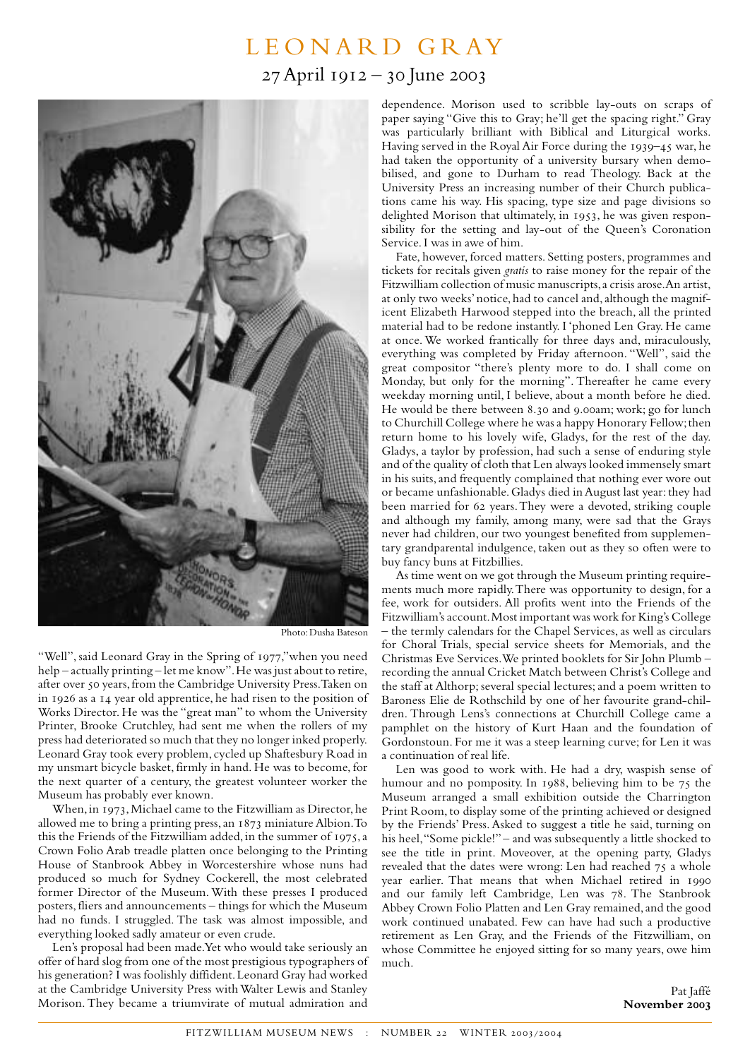# LEONARD GRAY

## 27 April 1912 – 30 June 2003

Photo: Dusha Bateson

"Well", said Leonard Gray in the Spring of 1977,"when you need help – actually printing – let me know". He was just about to retire, after over 50 years, from the Cambridge University Press. Taken on in 1926 as a 14 year old apprentice, he had risen to the position of Works Director. He was the "great man" to whom the University Printer, Brooke Crutchley, had sent me when the rollers of my press had deteriorated so much that they no longer inked properly. Leonard Gray took every problem, cycled up Shaftesbury Road in my unsmart bicycle basket, firmly in hand. He was to become, for the next quarter of a century, the greatest volunteer worker the Museum has probably ever known.

When, in 1973, Michael came to the Fitzwilliam as Director, he allowed me to bring a printing press, an 1873 miniature Albion. To this the Friends of the Fitzwilliam added, in the summer of 1975, a Crown Folio Arab treadle platten once belonging to the Printing House of Stanbrook Abbey in Worcestershire whose nuns had produced so much for Sydney Cockerell, the most celebrated former Director of the Museum. With these presses I produced posters, fliers and announcements – things for which the Museum had no funds. I struggled. The task was almost impossible, and everything looked sadly amateur or even crude.

Len's proposal had been made. Yet who would take seriously an offer of hard slog from one of the most prestigious typographers of his generation? I was foolishly diffident. Leonard Gray had worked at the Cambridge University Press with Walter Lewis and Stanley Morison. They became a triumvirate of mutual admiration and dependence. Morison used to scribble lay-outs on scraps of paper saying "Give this to Gray; he'll get the spacing right." Gray was particularly brilliant with Biblical and Liturgical works. Having served in the Royal Air Force during the 1939–45 war, he had taken the opportunity of a university bursary when demobilised, and gone to Durham to read Theology. Back at the University Press an increasing number of their Church publications came his way. His spacing, type size and page divisions so delighted Morison that ultimately, in 1953, he was given responsibility for the setting and lay-out of the Queen's Coronation Service. I was in awe of him.

Fate, however, forced matters. Setting posters, programmes and tickets for recitals given *gratis* to raise money for the repair of the Fitzwilliam collection of music manuscripts, a crisis arose. An artist, at only two weeks' notice, had to cancel and, although the magnificent Elizabeth Harwood stepped into the breach, all the printed material had to be redone instantly. I 'phoned Len Gray. He came at once. We worked frantically for three days and, miraculously, everything was completed by Friday afternoon. "Well", said the great compositor "there's plenty more to do. I shall come on Monday, but only for the morning". Thereafter he came every weekday morning until, I believe, about a month before he died. He would be there between 8.30 and 9.00am; work; go for lunch to Churchill College where he was a happy Honorary Fellow; then return home to his lovely wife, Gladys, for the rest of the day. Gladys, a taylor by profession, had such a sense of enduring style and of the quality of cloth that Len always looked immensely smart in his suits, and frequently complained that nothing ever wore out or became unfashionable. Gladys died in August last year: they had been married for 62 years. They were a devoted, striking couple and although my family, among many, were sad that the Grays never had children, our two youngest benefited from supplementary grandparental indulgence, taken out as they so often were to buy fancy buns at Fitzbillies.

As time went on we got through the Museum printing requirements much more rapidly. There was opportunity to design, for a fee, work for outsiders. All profits went into the Friends of the Fitzwilliam's account. Most important was work for King's College – the termly calendars for the Chapel Services, as well as circulars for Choral Trials, special service sheets for Memorials, and the Christmas Eve Services. We printed booklets for Sir John Plumb – recording the annual Cricket Match between Christ's College and the staff at Althorp; several special lectures; and a poem written to Baroness Elie de Rothschild by one of her favourite grand-children. Through Lens's connections at Churchill College came a pamphlet on the history of Kurt Haan and the foundation of Gordonstoun. For me it was a steep learning curve; for Len it was a continuation of real life.

Len was good to work with. He had a dry, waspish sense of humour and no pomposity. In 1988, believing him to be 75 the Museum arranged a small exhibition outside the Charrington Print Room, to display some of the printing achieved or designed by the Friends' Press. Asked to suggest a title he said, turning on his heel, "Some pickle!" – and was subsequently a little shocked to see the title in print. Moreover, at the opening party, Gladys revealed that the dates were wrong: Len had reached 75 a whole year earlier. That means that when Michael retired in 1990 and our family left Cambridge, Len was 78. The Stanbrook Abbey Crown Folio Platten and Len Gray remained, and the good work continued unabated. Few can have had such a productive retirement as Len Gray, and the Friends of the Fitzwilliam, on whose Committee he enjoyed sitting for so many years, owe him much.

Pat Jaffé
**November 2003**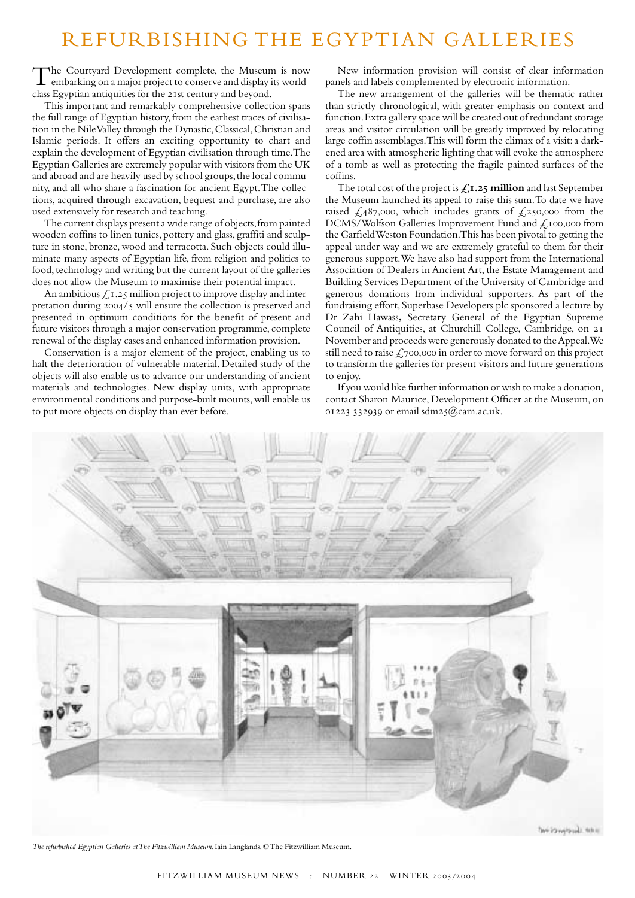# REFURBISHING THE EGYPTIAN GALLERIES

The Courtyard Development complete, the Museum is now embarking on a major project to conserve and display its world-class Egyptian antiquities for the 21st century and beyond.

This important and remarkably comprehensive collection spans the full range of Egyptian history, from the earliest traces of civilisation in the Nile Valley through the Dynastic, Classical, Christian and Islamic periods. It offers an exciting opportunity to chart and explain the development of Egyptian civilisation through time. The Egyptian Galleries are extremely popular with visitors from the UK and abroad and are heavily used by school groups, the local community, and all who share a fascination for ancient Egypt. The collections, acquired through excavation, bequest and purchase, are also used extensively for research and teaching.

The current displays present a wide range of objects, from painted wooden coffins to linen tunics, pottery and glass, graffiti and sculpture in stone, bronze, wood and terracotta. Such objects could illuminate many aspects of Egyptian life, from religion and politics to food, technology and writing but the current layout of the galleries does not allow the Museum to maximise their potential impact.

An ambitious £1.25 million project to improve display and interpretation during 2004/5 will ensure the collection is preserved and presented in optimum conditions for the benefit of present and future visitors through a major conservation programme, complete renewal of the display cases and enhanced information provision.

Conservation is a major element of the project, enabling us to halt the deterioration of vulnerable material. Detailed study of the objects will also enable us to advance our understanding of ancient materials and technologies. New display units, with appropriate environmental conditions and purpose-built mounts, will enable us to put more objects on display than ever before.

New information provision will consist of clear information panels and labels complemented by electronic information.

The new arrangement of the galleries will be thematic rather than strictly chronological, with greater emphasis on context and function. Extra gallery space will be created out of redundant storage areas and visitor circulation will be greatly improved by relocating large coffin assemblages. This will form the climax of a visit: a darkened area with atmospheric lighting that will evoke the atmosphere of a tomb as well as protecting the fragile painted surfaces of the coffins.

The total cost of the project is **£1.25 million** and last September the Museum launched its appeal to raise this sum. To date we have raised £487,000, which includes grants of £250,000 from the DCMS/Wolfson Galleries Improvement Fund and £100,000 from the Garfield Weston Foundation. This has been pivotal to getting the appeal under way and we are extremely grateful to them for their generous support. We have also had support from the International Association of Dealers in Ancient Art, the Estate Management and Building Services Department of the University of Cambridge and generous donations from individual supporters. As part of the fundraising effort, Superbase Developers plc sponsored a lecture by Dr Zahi Hawass**,** Secretary General of the Egyptian Supreme Council of Antiquities, at Churchill College, Cambridge, on 21 November and proceeds were generously donated to the Appeal. We still need to raise £700,000 in order to move forward on this project to transform the galleries for present visitors and future generations to enjoy.

If you would like further information or wish to make a donation, contact Sharon Maurice, Development Officer at the Museum, on 01223 332939 or email sdm25@cam.ac.uk.

*The refurbished Egyptian Galleries at The Fitzwilliam Museum,* Iain Langlands, © The Fitzwilliam Museum.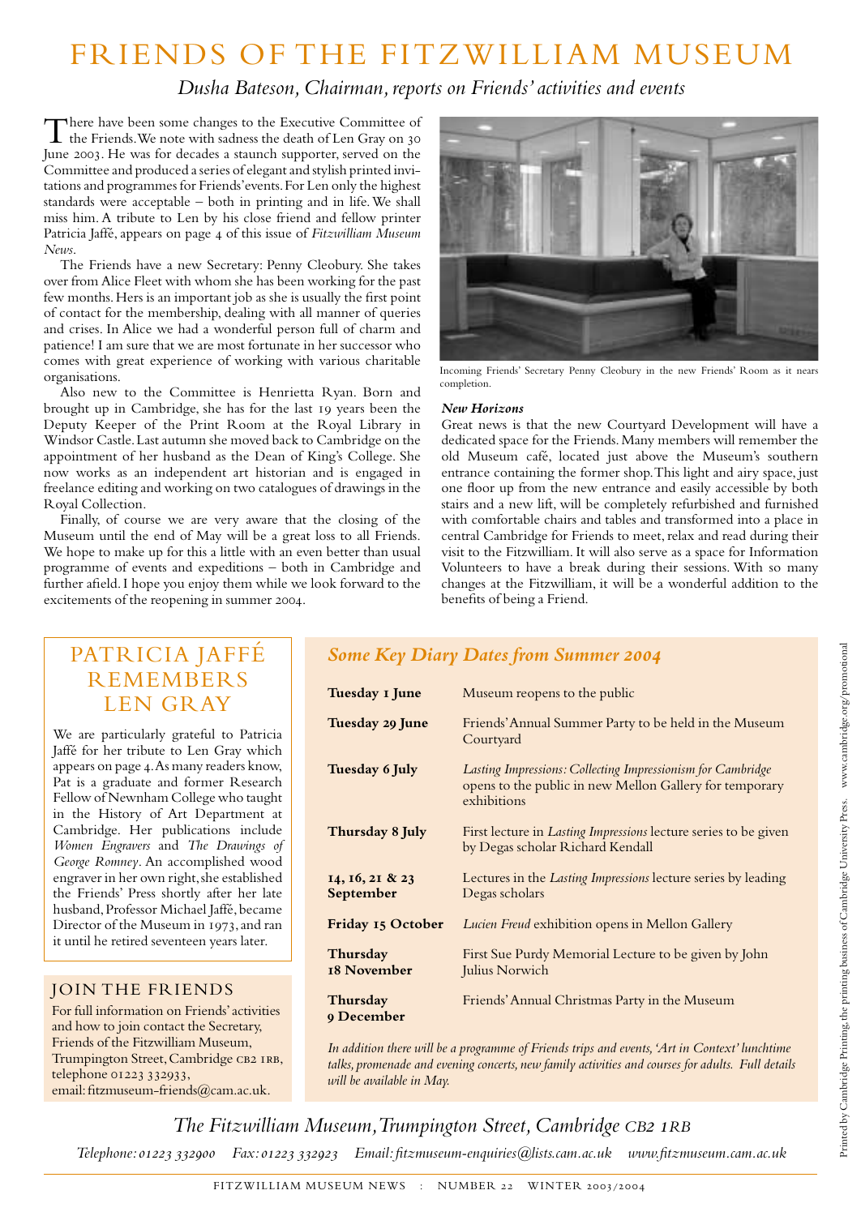# FRIENDS OF THE FITZWILLIAM MUSEUM

*Dusha Bateson, Chairman, reports on Friends' activities and events*

There have been some changes to the Executive Committee of the Friends. We note with sadness the death of Len Gray on 30 June 2003. He was for decades a staunch supporter, served on the Committee and produced a series of elegant and stylish printed invitations and programmes for Friends' events. For Len only the highest standards were acceptable – both in printing and in life. We shall miss him. A tribute to Len by his close friend and fellow printer Patricia Jaffé, appears on page 4 of this issue of *Fitzwilliam Museum News*.

The Friends have a new Secretary: Penny Cleobury. She takes over from Alice Fleet with whom she has been working for the past few months. Hers is an important job as she is usually the first point of contact for the membership, dealing with all manner of queries and crises. In Alice we had a wonderful person full of charm and patience! I am sure that we are most fortunate in her successor who comes with great experience of working with various charitable organisations.

Also new to the Committee is Henrietta Ryan. Born and brought up in Cambridge, she has for the last 19 years been the Deputy Keeper of the Print Room at the Royal Library in Windsor Castle. Last autumn she moved back to Cambridge on the appointment of her husband as the Dean of King's College. She now works as an independent art historian and is engaged in freelance editing and working on two catalogues of drawings in the Royal Collection.

Finally, of course we are very aware that the closing of the Museum until the end of May will be a great loss to all Friends. We hope to make up for this a little with an even better than usual programme of events and expeditions – both in Cambridge and further afield. I hope you enjoy them while we look forward to the excitements of the reopening in summer 2004.

Incoming Friends' Secretary Penny Cleobury in the new Friends' Room as it nears completion.

***New Horizons***

Great news is that the new Courtyard Development will have a dedicated space for the Friends. Many members will remember the old Museum café, located just above the Museum's southern entrance containing the former shop. This light and airy space, just one floor up from the new entrance and easily accessible by both stairs and a new lift, will be completely refurbished and furnished with comfortable chairs and tables and transformed into a place in central Cambridge for Friends to meet, relax and read during their visit to the Fitzwilliam. It will also serve as a space for Information Volunteers to have a break during their sessions. With so many changes at the Fitzwilliam, it will be a wonderful addition to the benefits of being a Friend.

## PATRICIA JAFFÉ REMEMBERS LEN GRAY

We are particularly grateful to Patricia Jaffé for her tribute to Len Gray which appears on page 4. As many readers know, Pat is a graduate and former Research Fellow of Newnham College who taught in the History of Art Department at Cambridge. Her publications include *Women Engravers* and *The Drawings of George Romney*. An accomplished wood engraver in her own right, she established the Friends' Press shortly after her late husband, Professor Michael Jaffé, became Director of the Museum in 1973, and ran it until he retired seventeen years later.

## JOIN THE FRIENDS

For full information on Friends' activities and how to join contact the Secretary, Friends of the Fitzwilliam Museum, Trumpington Street, Cambridge CB2 1RB, telephone 01223 332933, email: fitzmuseum-friends@cam.ac.uk.

## *Some Key Diary Dates from Summer 2004*

| | |
|---|---|
| **Tuesday 1 June** | Museum reopens to the public |
| **Tuesday 29 June** | Friends' Annual Summer Party to be held in the Museum Courtyard |
| **Tuesday 6 July** | *Lasting Impressions: Collecting Impressionism for Cambridge* opens to the public in new Mellon Gallery for temporary exhibitions |
| **Thursday 8 July** | First lecture in *Lasting Impressions* lecture series to be given by Degas scholar Richard Kendall |
| **14, 16, 21 & 23 September** | Lectures in the *Lasting Impressions* lecture series by leading Degas scholars |
| **Friday 15 October** | *Lucien Freud* exhibition opens in Mellon Gallery |
| **Thursday 18 November** | First Sue Purdy Memorial Lecture to be given by John Julius Norwich |
| **Thursday 9 December** | Friends' Annual Christmas Party in the Museum |

*In addition there will be a programme of Friends trips and events, 'Art in Context' lunchtime talks, promenade and evening concerts, new family activities and courses for adults. Full details will be available in May.*

*The Fitzwilliam Museum, Trumpington Street, Cambridge CB2 1RB*

*Telephone: 01223 332900 Fax: 01223 332923 Email: fitzmuseum-enquiries@lists.cam.ac.uk www.fitzmuseum.cam.ac.uk*

Printed by Cambridge Printing, the printing business of Cambridge University Press. www.cambridge.org/promotional